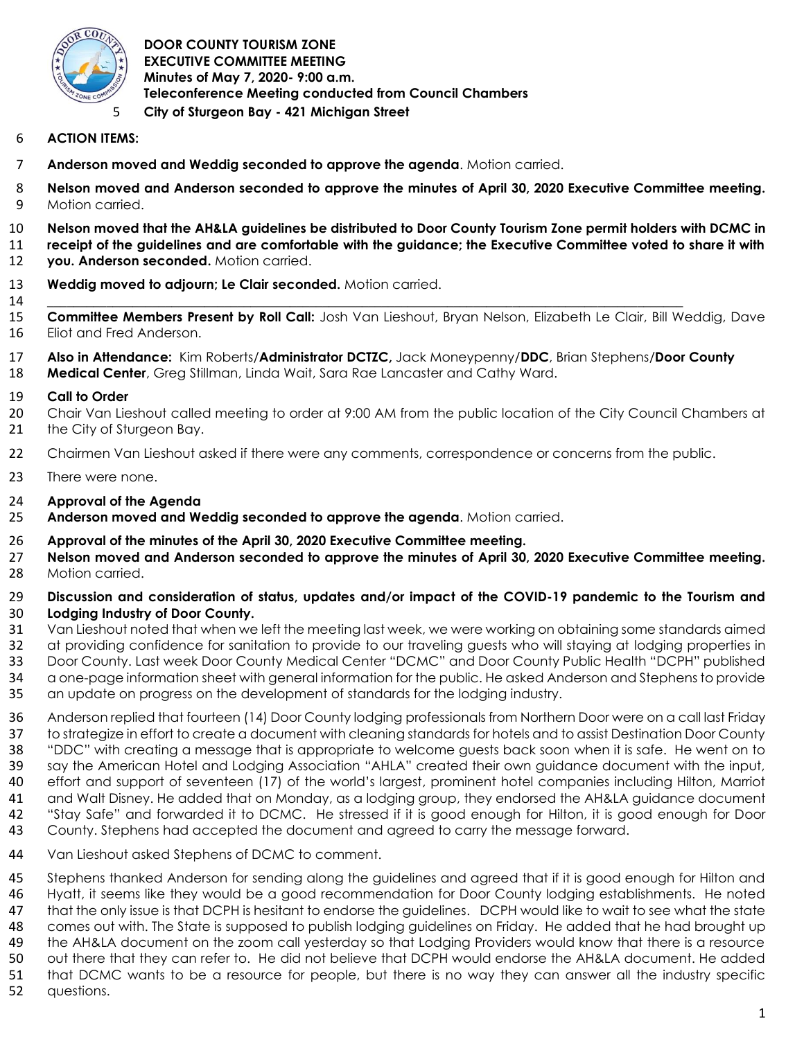**DOOR COUNTY TOURISM ZONE**
**EXECUTIVE COMMITTEE MEETING**
**Minutes of May 7, 2020- 9:00 a.m.**
**Teleconference Meeting conducted from Council Chambers**
**City of Sturgeon Bay - 421 Michigan Street**

**ACTION ITEMS:**

**Anderson moved and Weddig seconded to approve the agenda**. Motion carried.

**Nelson moved and Anderson seconded to approve the minutes of April 30, 2020 Executive Committee meeting.** Motion carried.

**Nelson moved that the AH&LA guidelines be distributed to Door County Tourism Zone permit holders with DCMC in receipt of the guidelines and are comfortable with the guidance; the Executive Committee voted to share it with you. Anderson seconded.** Motion carried.

**Weddig moved to adjourn; Le Clair seconded.** Motion carried.

---

**Committee Members Present by Roll Call:** Josh Van Lieshout, Bryan Nelson, Elizabeth Le Clair, Bill Weddig, Dave Eliot and Fred Anderson.

**Also in Attendance:** Kim Roberts/**Administrator DCTZC,** Jack Moneypenny/**DDC**, Brian Stephens/**Door County Medical Center**, Greg Stillman, Linda Wait, Sara Rae Lancaster and Cathy Ward.

**Call to Order**
Chair Van Lieshout called meeting to order at 9:00 AM from the public location of the City Council Chambers at the City of Sturgeon Bay.

Chairmen Van Lieshout asked if there were any comments, correspondence or concerns from the public.

There were none.

**Approval of the Agenda**
**Anderson moved and Weddig seconded to approve the agenda**. Motion carried.

**Approval of the minutes of the April 30, 2020 Executive Committee meeting.**
**Nelson moved and Anderson seconded to approve the minutes of April 30, 2020 Executive Committee meeting.** Motion carried.

**Discussion and consideration of status, updates and/or impact of the COVID-19 pandemic to the Tourism and Lodging Industry of Door County.**
Van Lieshout noted that when we left the meeting last week, we were working on obtaining some standards aimed at providing confidence for sanitation to provide to our traveling guests who will staying at lodging properties in Door County. Last week Door County Medical Center "DCMC" and Door County Public Health "DCPH" published a one-page information sheet with general information for the public. He asked Anderson and Stephens to provide an update on progress on the development of standards for the lodging industry.

Anderson replied that fourteen (14) Door County lodging professionals from Northern Door were on a call last Friday to strategize in effort to create a document with cleaning standards for hotels and to assist Destination Door County "DDC" with creating a message that is appropriate to welcome guests back soon when it is safe. He went on to say the American Hotel and Lodging Association "AHLA" created their own guidance document with the input, effort and support of seventeen (17) of the world's largest, prominent hotel companies including Hilton, Marriot and Walt Disney. He added that on Monday, as a lodging group, they endorsed the AH&LA guidance document "Stay Safe" and forwarded it to DCMC. He stressed if it is good enough for Hilton, it is good enough for Door County. Stephens had accepted the document and agreed to carry the message forward.

Van Lieshout asked Stephens of DCMC to comment.

Stephens thanked Anderson for sending along the guidelines and agreed that if it is good enough for Hilton and Hyatt, it seems like they would be a good recommendation for Door County lodging establishments. He noted that the only issue is that DCPH is hesitant to endorse the guidelines. DCPH would like to wait to see what the state comes out with. The State is supposed to publish lodging guidelines on Friday. He added that he had brought up the AH&LA document on the zoom call yesterday so that Lodging Providers would know that there is a resource out there that they can refer to. He did not believe that DCPH would endorse the AH&LA document. He added that DCMC wants to be a resource for people, but there is no way they can answer all the industry specific questions.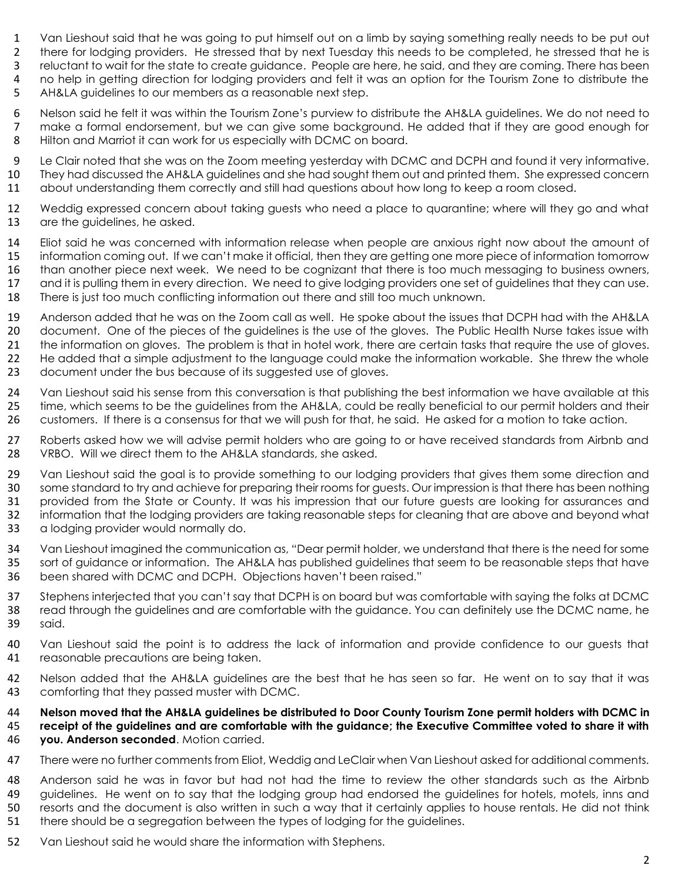Van Lieshout said that he was going to put himself out on a limb by saying something really needs to be put out there for lodging providers. He stressed that by next Tuesday this needs to be completed, he stressed that he is reluctant to wait for the state to create guidance. People are here, he said, and they are coming. There has been no help in getting direction for lodging providers and felt it was an option for the Tourism Zone to distribute the AH&LA guidelines to our members as a reasonable next step.

Nelson said he felt it was within the Tourism Zone's purview to distribute the AH&LA guidelines. We do not need to make a formal endorsement, but we can give some background. He added that if they are good enough for Hilton and Marriot it can work for us especially with DCMC on board.

Le Clair noted that she was on the Zoom meeting yesterday with DCMC and DCPH and found it very informative. They had discussed the AH&LA guidelines and she had sought them out and printed them. She expressed concern about understanding them correctly and still had questions about how long to keep a room closed.

Weddig expressed concern about taking guests who need a place to quarantine; where will they go and what are the guidelines, he asked.

Eliot said he was concerned with information release when people are anxious right now about the amount of information coming out. If we can't make it official, then they are getting one more piece of information tomorrow than another piece next week. We need to be cognizant that there is too much messaging to business owners, and it is pulling them in every direction. We need to give lodging providers one set of guidelines that they can use. There is just too much conflicting information out there and still too much unknown.

Anderson added that he was on the Zoom call as well. He spoke about the issues that DCPH had with the AH&LA document. One of the pieces of the guidelines is the use of the gloves. The Public Health Nurse takes issue with the information on gloves. The problem is that in hotel work, there are certain tasks that require the use of gloves. He added that a simple adjustment to the language could make the information workable. She threw the whole document under the bus because of its suggested use of gloves.

Van Lieshout said his sense from this conversation is that publishing the best information we have available at this time, which seems to be the guidelines from the AH&LA, could be really beneficial to our permit holders and their customers. If there is a consensus for that we will push for that, he said. He asked for a motion to take action.

Roberts asked how we will advise permit holders who are going to or have received standards from Airbnb and VRBO. Will we direct them to the AH&LA standards, she asked.

Van Lieshout said the goal is to provide something to our lodging providers that gives them some direction and some standard to try and achieve for preparing their rooms for guests. Our impression is that there has been nothing provided from the State or County. It was his impression that our future guests are looking for assurances and information that the lodging providers are taking reasonable steps for cleaning that are above and beyond what a lodging provider would normally do.

Van Lieshout imagined the communication as, "Dear permit holder, we understand that there is the need for some sort of guidance or information. The AH&LA has published guidelines that seem to be reasonable steps that have been shared with DCMC and DCPH. Objections haven't been raised."

Stephens interjected that you can't say that DCPH is on board but was comfortable with saying the folks at DCMC read through the guidelines and are comfortable with the guidance. You can definitely use the DCMC name, he said.

Van Lieshout said the point is to address the lack of information and provide confidence to our guests that reasonable precautions are being taken.

Nelson added that the AH&LA guidelines are the best that he has seen so far. He went on to say that it was comforting that they passed muster with DCMC.

**Nelson moved that the AH&LA guidelines be distributed to Door County Tourism Zone permit holders with DCMC in receipt of the guidelines and are comfortable with the guidance; the Executive Committee voted to share it with you. Anderson seconded**. Motion carried.

There were no further comments from Eliot, Weddig and LeClair when Van Lieshout asked for additional comments.

Anderson said he was in favor but had not had the time to review the other standards such as the Airbnb guidelines. He went on to say that the lodging group had endorsed the guidelines for hotels, motels, inns and resorts and the document is also written in such a way that it certainly applies to house rentals. He did not think there should be a segregation between the types of lodging for the guidelines.

Van Lieshout said he would share the information with Stephens.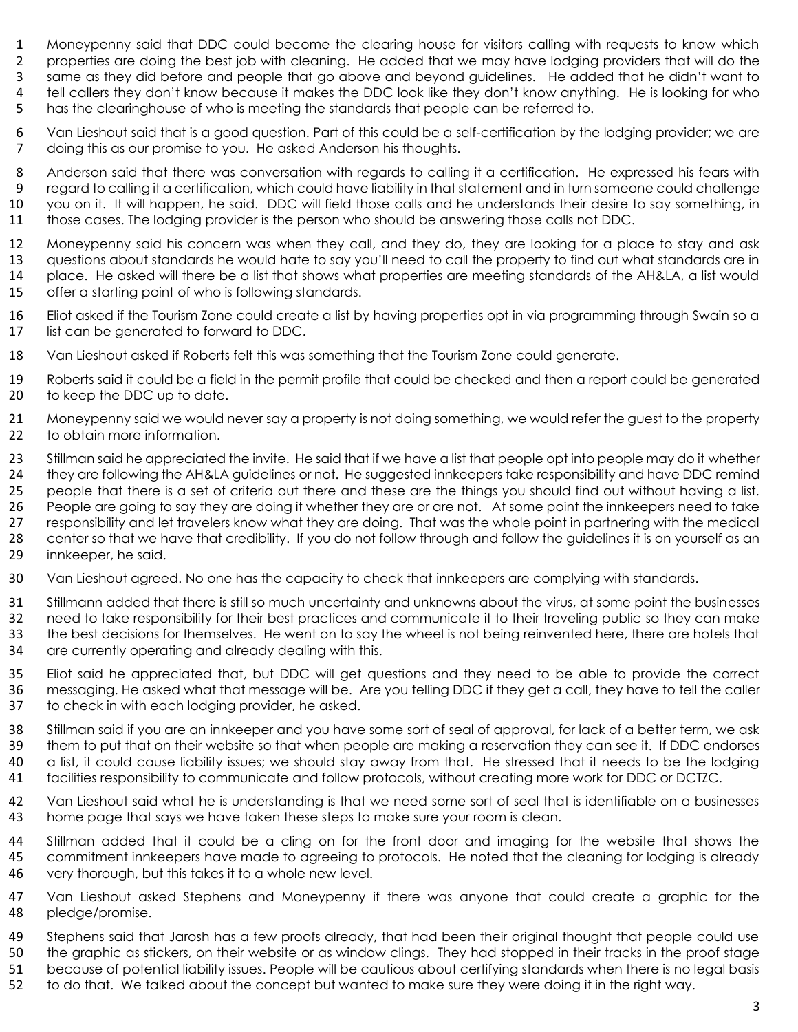Moneypenny said that DDC could become the clearing house for visitors calling with requests to know which properties are doing the best job with cleaning. He added that we may have lodging providers that will do the same as they did before and people that go above and beyond guidelines. He added that he didn't want to tell callers they don't know because it makes the DDC look like they don't know anything. He is looking for who has the clearinghouse of who is meeting the standards that people can be referred to.

Van Lieshout said that is a good question. Part of this could be a self-certification by the lodging provider; we are doing this as our promise to you. He asked Anderson his thoughts.

Anderson said that there was conversation with regards to calling it a certification. He expressed his fears with regard to calling it a certification, which could have liability in that statement and in turn someone could challenge you on it. It will happen, he said. DDC will field those calls and he understands their desire to say something, in those cases. The lodging provider is the person who should be answering those calls not DDC.

Moneypenny said his concern was when they call, and they do, they are looking for a place to stay and ask questions about standards he would hate to say you'll need to call the property to find out what standards are in place. He asked will there be a list that shows what properties are meeting standards of the AH&LA, a list would offer a starting point of who is following standards.

Eliot asked if the Tourism Zone could create a list by having properties opt in via programming through Swain so a list can be generated to forward to DDC.

Van Lieshout asked if Roberts felt this was something that the Tourism Zone could generate.

Roberts said it could be a field in the permit profile that could be checked and then a report could be generated to keep the DDC up to date.

Moneypenny said we would never say a property is not doing something, we would refer the guest to the property to obtain more information.

Stillman said he appreciated the invite. He said that if we have a list that people opt into people may do it whether they are following the AH&LA guidelines or not. He suggested innkeepers take responsibility and have DDC remind people that there is a set of criteria out there and these are the things you should find out without having a list. People are going to say they are doing it whether they are or are not. At some point the innkeepers need to take responsibility and let travelers know what they are doing. That was the whole point in partnering with the medical center so that we have that credibility. If you do not follow through and follow the guidelines it is on yourself as an innkeeper, he said.

Van Lieshout agreed. No one has the capacity to check that innkeepers are complying with standards.

Stillmann added that there is still so much uncertainty and unknowns about the virus, at some point the businesses need to take responsibility for their best practices and communicate it to their traveling public so they can make the best decisions for themselves. He went on to say the wheel is not being reinvented here, there are hotels that are currently operating and already dealing with this.

Eliot said he appreciated that, but DDC will get questions and they need to be able to provide the correct messaging. He asked what that message will be. Are you telling DDC if they get a call, they have to tell the caller to check in with each lodging provider, he asked.

Stillman said if you are an innkeeper and you have some sort of seal of approval, for lack of a better term, we ask them to put that on their website so that when people are making a reservation they can see it. If DDC endorses a list, it could cause liability issues; we should stay away from that. He stressed that it needs to be the lodging facilities responsibility to communicate and follow protocols, without creating more work for DDC or DCTZC.

Van Lieshout said what he is understanding is that we need some sort of seal that is identifiable on a businesses home page that says we have taken these steps to make sure your room is clean.

Stillman added that it could be a cling on for the front door and imaging for the website that shows the commitment innkeepers have made to agreeing to protocols. He noted that the cleaning for lodging is already very thorough, but this takes it to a whole new level.

Van Lieshout asked Stephens and Moneypenny if there was anyone that could create a graphic for the pledge/promise.

Stephens said that Jarosh has a few proofs already, that had been their original thought that people could use the graphic as stickers, on their website or as window clings. They had stopped in their tracks in the proof stage because of potential liability issues. People will be cautious about certifying standards when there is no legal basis to do that. We talked about the concept but wanted to make sure they were doing it in the right way.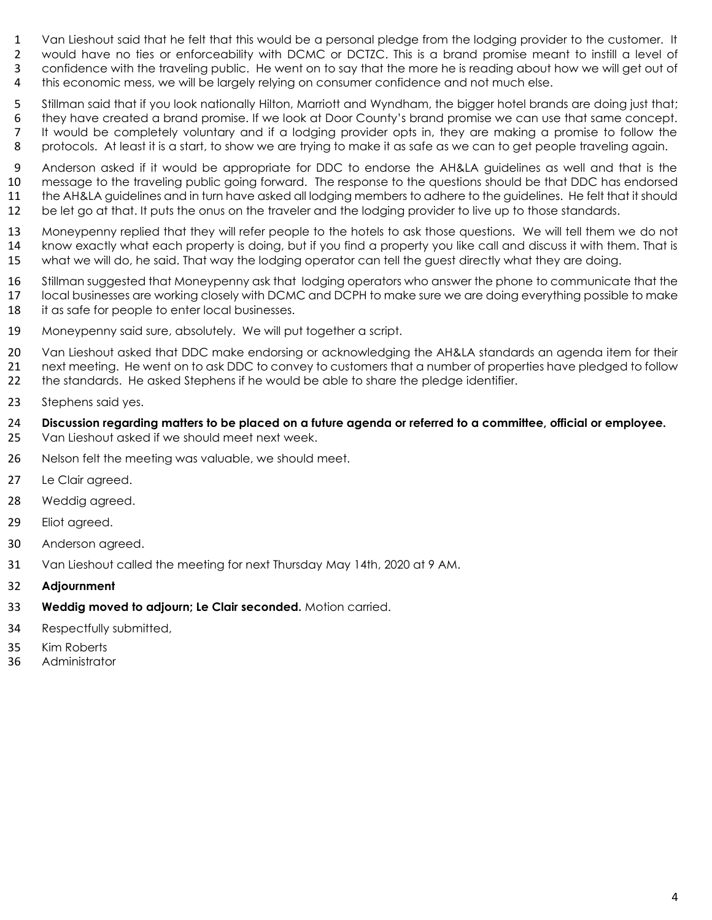Van Lieshout said that he felt that this would be a personal pledge from the lodging provider to the customer. It would have no ties or enforceability with DCMC or DCTZC. This is a brand promise meant to instill a level of confidence with the traveling public. He went on to say that the more he is reading about how we will get out of this economic mess, we will be largely relying on consumer confidence and not much else.

Stillman said that if you look nationally Hilton, Marriott and Wyndham, the bigger hotel brands are doing just that; they have created a brand promise. If we look at Door County's brand promise we can use that same concept. It would be completely voluntary and if a lodging provider opts in, they are making a promise to follow the protocols. At least it is a start, to show we are trying to make it as safe as we can to get people traveling again.

Anderson asked if it would be appropriate for DDC to endorse the AH&LA guidelines as well and that is the message to the traveling public going forward. The response to the questions should be that DDC has endorsed the AH&LA guidelines and in turn have asked all lodging members to adhere to the guidelines. He felt that it should be let go at that. It puts the onus on the traveler and the lodging provider to live up to those standards.

Moneypenny replied that they will refer people to the hotels to ask those questions. We will tell them we do not know exactly what each property is doing, but if you find a property you like call and discuss it with them. That is what we will do, he said. That way the lodging operator can tell the guest directly what they are doing.

Stillman suggested that Moneypenny ask that lodging operators who answer the phone to communicate that the local businesses are working closely with DCMC and DCPH to make sure we are doing everything possible to make it as safe for people to enter local businesses.

Moneypenny said sure, absolutely. We will put together a script.

Van Lieshout asked that DDC make endorsing or acknowledging the AH&LA standards an agenda item for their next meeting. He went on to ask DDC to convey to customers that a number of properties have pledged to follow the standards. He asked Stephens if he would be able to share the pledge identifier.

Stephens said yes.

**Discussion regarding matters to be placed on a future agenda or referred to a committee, official or employee.**

Van Lieshout asked if we should meet next week.

Nelson felt the meeting was valuable, we should meet.

Le Clair agreed.

Weddig agreed.

Eliot agreed.

Anderson agreed.

Van Lieshout called the meeting for next Thursday May 14th, 2020 at 9 AM.

**Adjournment**

**Weddig moved to adjourn; Le Clair seconded.** Motion carried.

Respectfully submitted,

Kim Roberts
Administrator